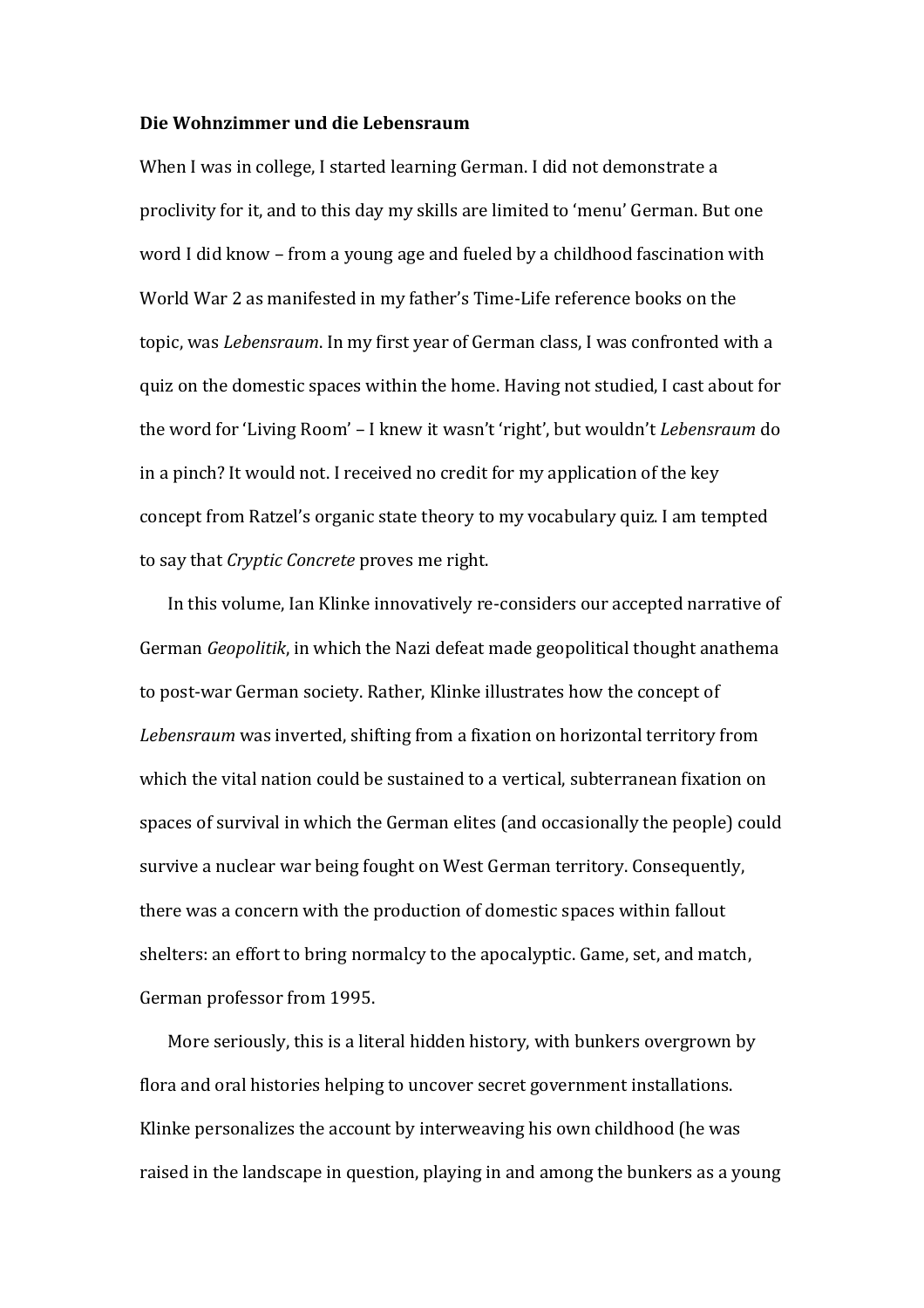**Die Wohnzimmer und die Lebensraum**

When I was in college, I started learning German. I did not demonstrate a proclivity for it, and to this day my skills are limited to 'menu' German. But one word I did know – from a young age and fueled by a childhood fascination with World War 2 as manifested in my father's Time-Life reference books on the topic, was *Lebensraum*. In my first year of German class, I was confronted with a quiz on the domestic spaces within the home. Having not studied, I cast about for the word for 'Living Room' – I knew it wasn't 'right', but wouldn't *Lebensraum* do in a pinch? It would not. I received no credit for my application of the key concept from Ratzel's organic state theory to my vocabulary quiz. I am tempted to say that *Cryptic Concrete* proves me right.

In this volume, Ian Klinke innovatively re-considers our accepted narrative of German *Geopolitik*, in which the Nazi defeat made geopolitical thought anathema to post-war German society. Rather, Klinke illustrates how the concept of *Lebensraum* was inverted, shifting from a fixation on horizontal territory from which the vital nation could be sustained to a vertical, subterranean fixation on spaces of survival in which the German elites (and occasionally the people) could survive a nuclear war being fought on West German territory. Consequently, there was a concern with the production of domestic spaces within fallout shelters: an effort to bring normalcy to the apocalyptic. Game, set, and match, German professor from 1995.

More seriously, this is a literal hidden history, with bunkers overgrown by flora and oral histories helping to uncover secret government installations. Klinke personalizes the account by interweaving his own childhood (he was raised in the landscape in question, playing in and among the bunkers as a young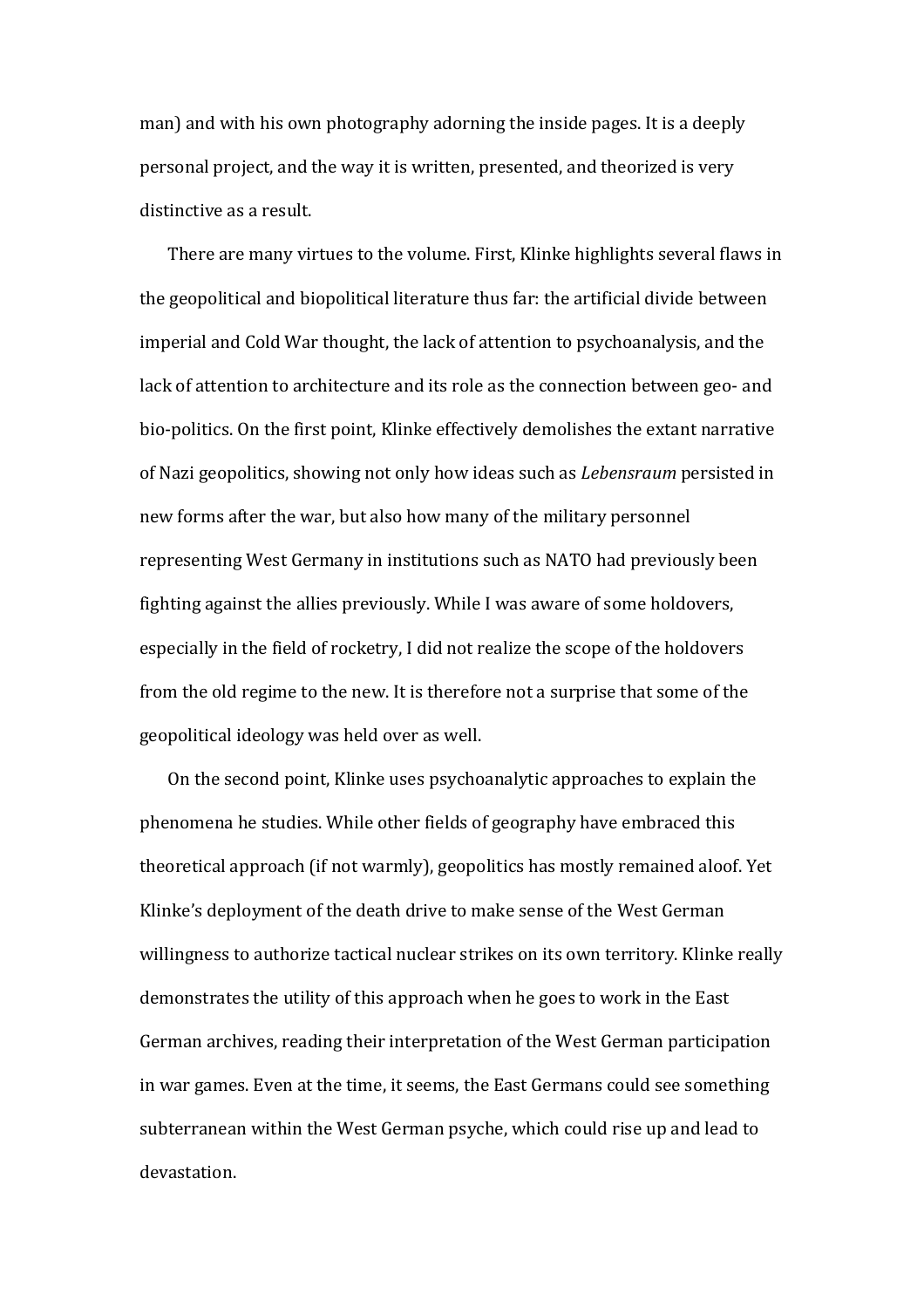man) and with his own photography adorning the inside pages. It is a deeply personal project, and the way it is written, presented, and theorized is very distinctive as a result.

There are many virtues to the volume. First, Klinke highlights several flaws in the geopolitical and biopolitical literature thus far: the artificial divide between imperial and Cold War thought, the lack of attention to psychoanalysis, and the lack of attention to architecture and its role as the connection between geo- and bio-politics. On the first point, Klinke effectively demolishes the extant narrative of Nazi geopolitics, showing not only how ideas such as *Lebensraum* persisted in new forms after the war, but also how many of the military personnel representing West Germany in institutions such as NATO had previously been fighting against the allies previously. While I was aware of some holdovers, especially in the field of rocketry, I did not realize the scope of the holdovers from the old regime to the new. It is therefore not a surprise that some of the geopolitical ideology was held over as well.

On the second point, Klinke uses psychoanalytic approaches to explain the phenomena he studies. While other fields of geography have embraced this theoretical approach (if not warmly), geopolitics has mostly remained aloof. Yet Klinke's deployment of the death drive to make sense of the West German willingness to authorize tactical nuclear strikes on its own territory. Klinke really demonstrates the utility of this approach when he goes to work in the East German archives, reading their interpretation of the West German participation in war games. Even at the time, it seems, the East Germans could see something subterranean within the West German psyche, which could rise up and lead to devastation.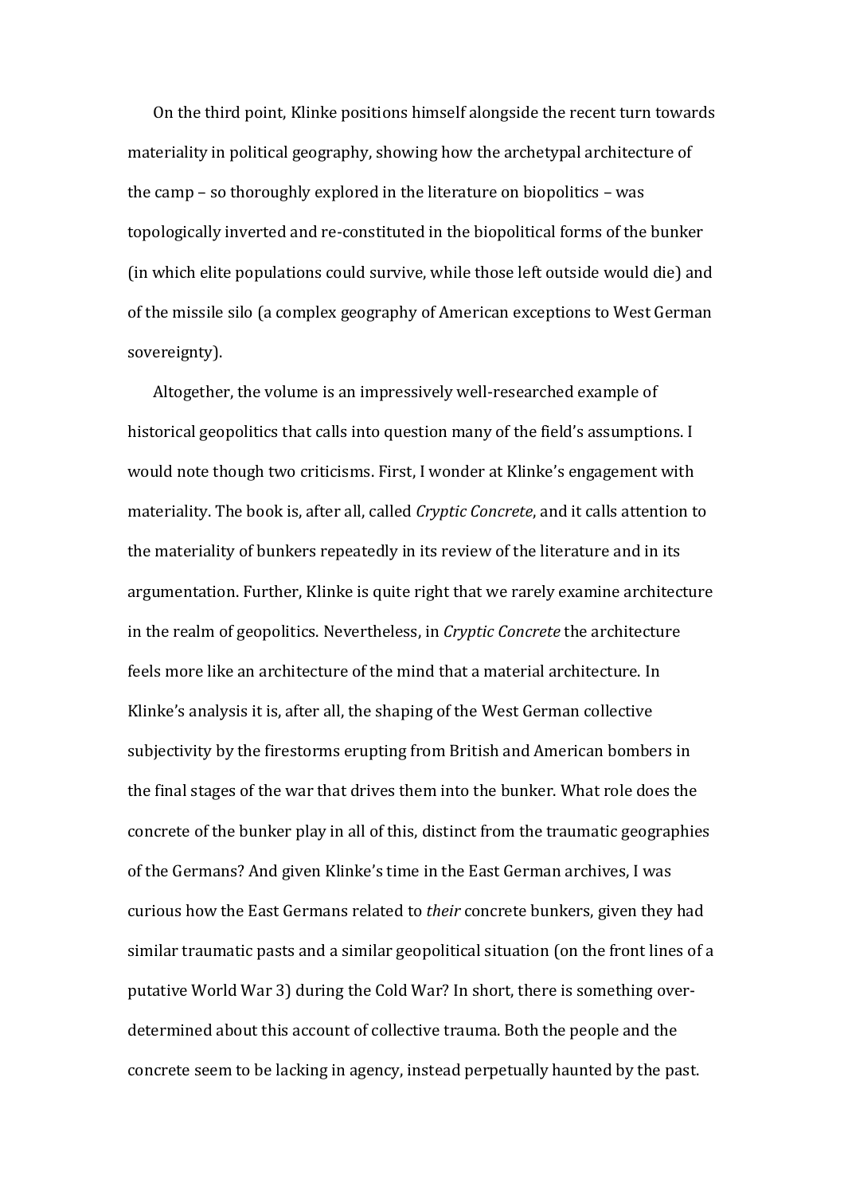On the third point, Klinke positions himself alongside the recent turn towards materiality in political geography, showing how the archetypal architecture of the camp – so thoroughly explored in the literature on biopolitics – was topologically inverted and re-constituted in the biopolitical forms of the bunker (in which elite populations could survive, while those left outside would die) and of the missile silo (a complex geography of American exceptions to West German sovereignty).

Altogether, the volume is an impressively well-researched example of historical geopolitics that calls into question many of the field's assumptions. I would note though two criticisms. First, I wonder at Klinke's engagement with materiality. The book is, after all, called *Cryptic Concrete*, and it calls attention to the materiality of bunkers repeatedly in its review of the literature and in its argumentation. Further, Klinke is quite right that we rarely examine architecture in the realm of geopolitics. Nevertheless, in *Cryptic Concrete* the architecture feels more like an architecture of the mind that a material architecture. In Klinke's analysis it is, after all, the shaping of the West German collective subjectivity by the firestorms erupting from British and American bombers in the final stages of the war that drives them into the bunker. What role does the concrete of the bunker play in all of this, distinct from the traumatic geographies of the Germans? And given Klinke's time in the East German archives, I was curious how the East Germans related to *their* concrete bunkers, given they had similar traumatic pasts and a similar geopolitical situation (on the front lines of a putative World War 3) during the Cold War? In short, there is something over-determined about this account of collective trauma. Both the people and the concrete seem to be lacking in agency, instead perpetually haunted by the past.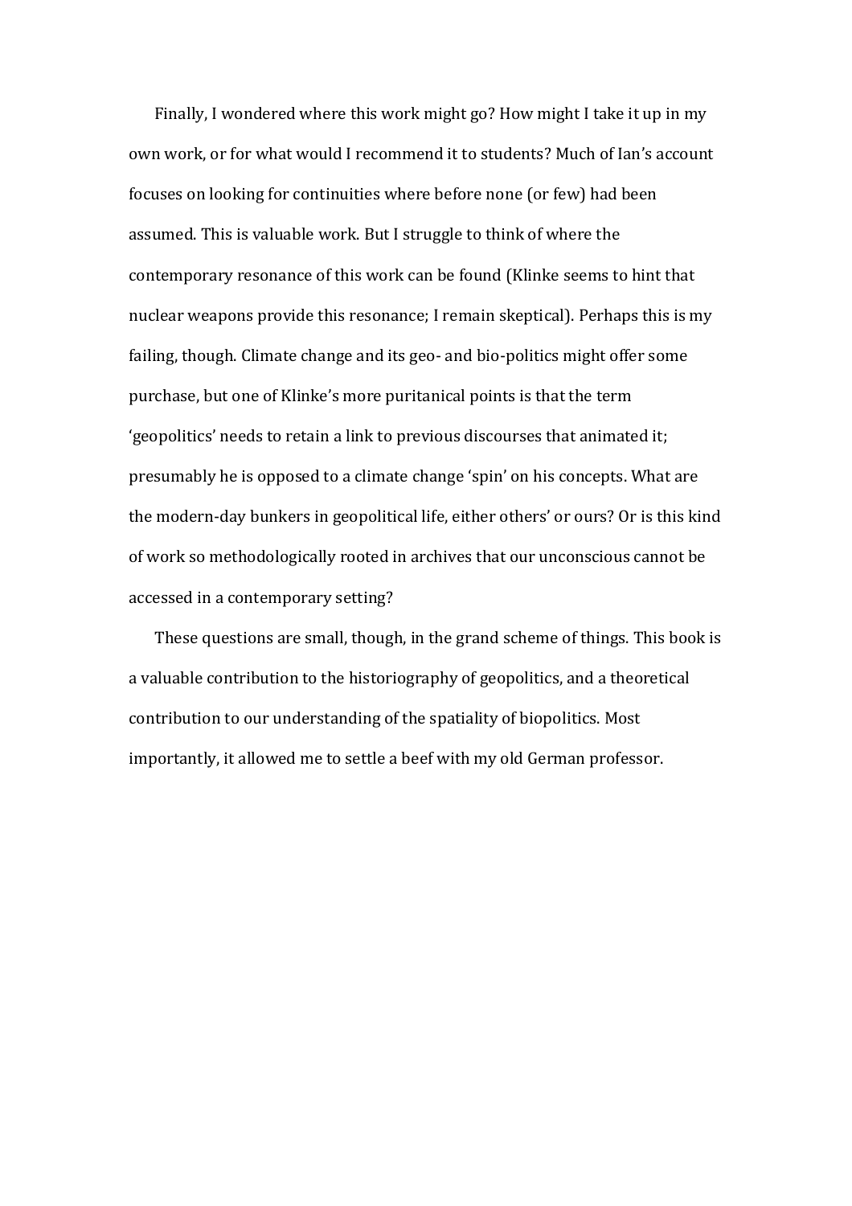Finally, I wondered where this work might go? How might I take it up in my own work, or for what would I recommend it to students? Much of Ian's account focuses on looking for continuities where before none (or few) had been assumed. This is valuable work. But I struggle to think of where the contemporary resonance of this work can be found (Klinke seems to hint that nuclear weapons provide this resonance; I remain skeptical). Perhaps this is my failing, though. Climate change and its geo- and bio-politics might offer some purchase, but one of Klinke's more puritanical points is that the term 'geopolitics' needs to retain a link to previous discourses that animated it; presumably he is opposed to a climate change 'spin' on his concepts. What are the modern-day bunkers in geopolitical life, either others' or ours? Or is this kind of work so methodologically rooted in archives that our unconscious cannot be accessed in a contemporary setting?

These questions are small, though, in the grand scheme of things. This book is a valuable contribution to the historiography of geopolitics, and a theoretical contribution to our understanding of the spatiality of biopolitics. Most importantly, it allowed me to settle a beef with my old German professor.